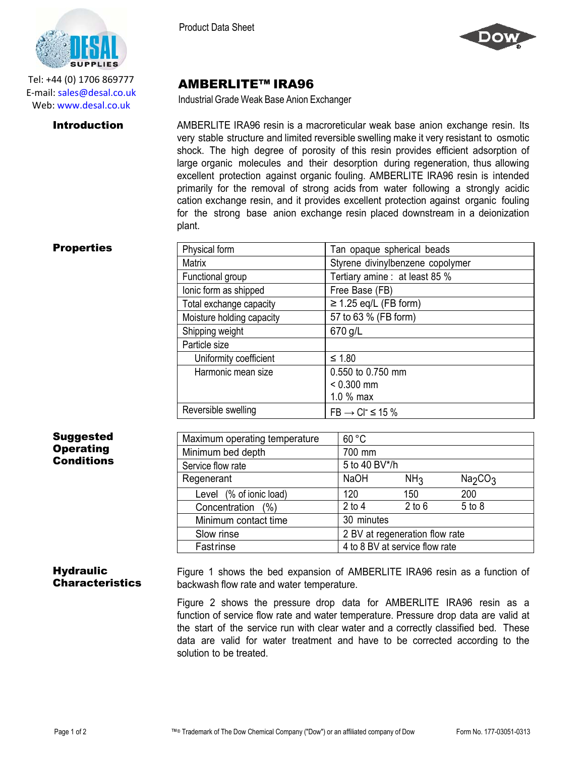Tel: +44 (0) 1706 869777
E-mail: sales@desal.co.uk
Web: www.desal.co.uk

Product Data Sheet

# AMBERLITE™ IRA96

Industrial Grade Weak Base Anion Exchanger

## Introduction

AMBERLITE IRA96 resin is a macroreticular weak base anion exchange resin. Its very stable structure and limited reversible swelling make it very resistant to osmotic shock. The high degree of porosity of this resin provides efficient adsorption of large organic molecules and their desorption during regeneration, thus allowing excellent protection against organic fouling. AMBERLITE IRA96 resin is intended primarily for the removal of strong acids from water following a strongly acidic cation exchange resin, and it provides excellent protection against organic fouling for the strong base anion exchange resin placed downstream in a deionization plant.

## Properties

| Property | Value |
|---|---|
| Physical form | Tan opaque spherical beads |
| Matrix | Styrene divinylbenzene copolymer |
| Functional group | Tertiary amine : at least 85 % |
| Ionic form as shipped | Free Base (FB) |
| Total exchange capacity | ≥ 1.25 eq/L (FB form) |
| Moisture holding capacity | 57 to 63 % (FB form) |
| Shipping weight | 670 g/L |
| Particle size | |
| Uniformity coefficient | ≤ 1.80 |
| Harmonic mean size | 0.550 to 0.750 mm<br>< 0.300 mm<br>1.0 % max |
| Reversible swelling | FB → $Cl^-$ ≤ 15 % |

## Suggested Operating Conditions

| Condition | | | |
|---|---|---|---|
| Maximum operating temperature | 60 °C | | |
| Minimum bed depth | 700 mm | | |
| Service flow rate | 5 to 40 BV*/h | | |
| Regenerant | NaOH | $NH_3$ | $Na_2CO_3$ |
| Level (% of ionic load) | 120 | 150 | 200 |
| Concentration (%) | 2 to 4 | 2 to 6 | 5 to 8 |
| Minimum contact time | 30 minutes | | |
| Slow rinse | 2 BV at regeneration flow rate | | |
| Fast rinse | 4 to 8 BV at service flow rate | | |

## Hydraulic Characteristics

Figure 1 shows the bed expansion of AMBERLITE IRA96 resin as a function of backwash flow rate and water temperature.

Figure 2 shows the pressure drop data for AMBERLITE IRA96 resin as a function of service flow rate and water temperature. Pressure drop data are valid at the start of the service run with clear water and a correctly classified bed. These data are valid for water treatment and have to be corrected according to the solution to be treated.

™® Trademark of The Dow Chemical Company ("Dow") or an affiliated company of Dow

Form No. 177-03051-0313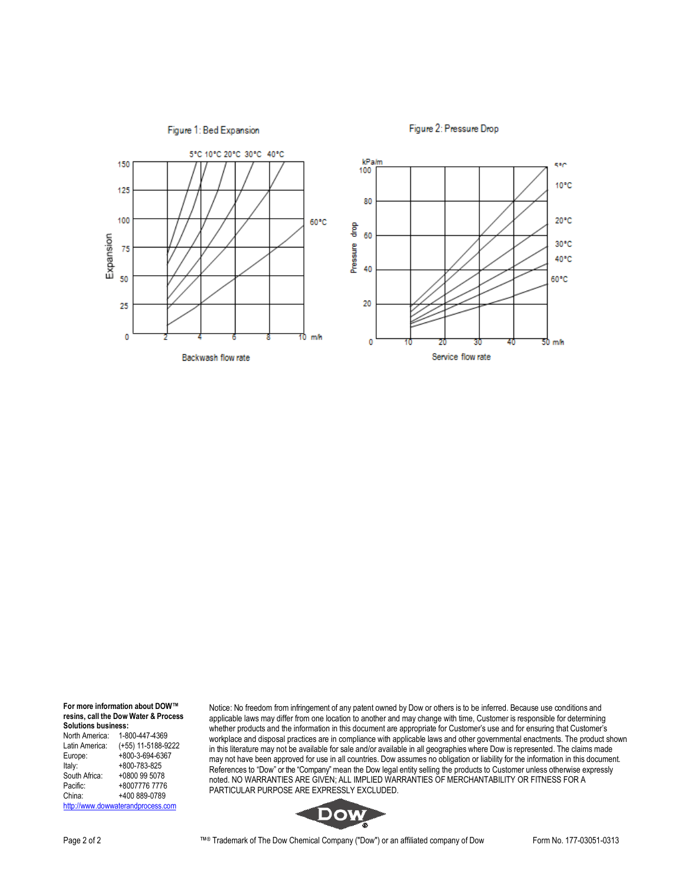Figure 1: Bed Expansion

5°C 10°C 20°C 30°C 40°C

150
125
100
75
50
25
0

Expansion

60°C

2
4
6
8
10 m/h

Backwash flow rate

Figure 2: Pressure Drop

kPa/m
100
80
60
40
20
0

Pressure drop

5°C
10°C
20°C
30°C
40°C
60°C

10
20
30
40
50 m/h

Service flow rate

**For more information about DOW™ resins, call the Dow Water & Process Solutions business:**

North America: 1-800-447-4369
Latin America: (+55) 11-5188-9222
Europe: +800-3-694-6367
Italy: +800-783-825
South Africa: +0800 99 5078
Pacific: +8007776 7776
China: +400 889-0789
http://www.dowwaterandprocess.com

Notice: No freedom from infringement of any patent owned by Dow or others is to be inferred. Because use conditions and applicable laws may differ from one location to another and may change with time, Customer is responsible for determining whether products and the information in this document are appropriate for Customer's use and for ensuring that Customer's workplace and disposal practices are in compliance with applicable laws and other governmental enactments. The product shown in this literature may not be available for sale and/or available in all geographies where Dow is represented. The claims made may not have been approved for use in all countries. Dow assumes no obligation or liability for the information in this document. References to "Dow" or the "Company" mean the Dow legal entity selling the products to Customer unless otherwise expressly noted. NO WARRANTIES ARE GIVEN; ALL IMPLIED WARRANTIES OF MERCHANTABILITY OR FITNESS FOR A PARTICULAR PURPOSE ARE EXPRESSLY EXCLUDED.

DOW®

™® Trademark of The Dow Chemical Company ("Dow") or an affiliated company of Dow

Form No. 177-03051-0313